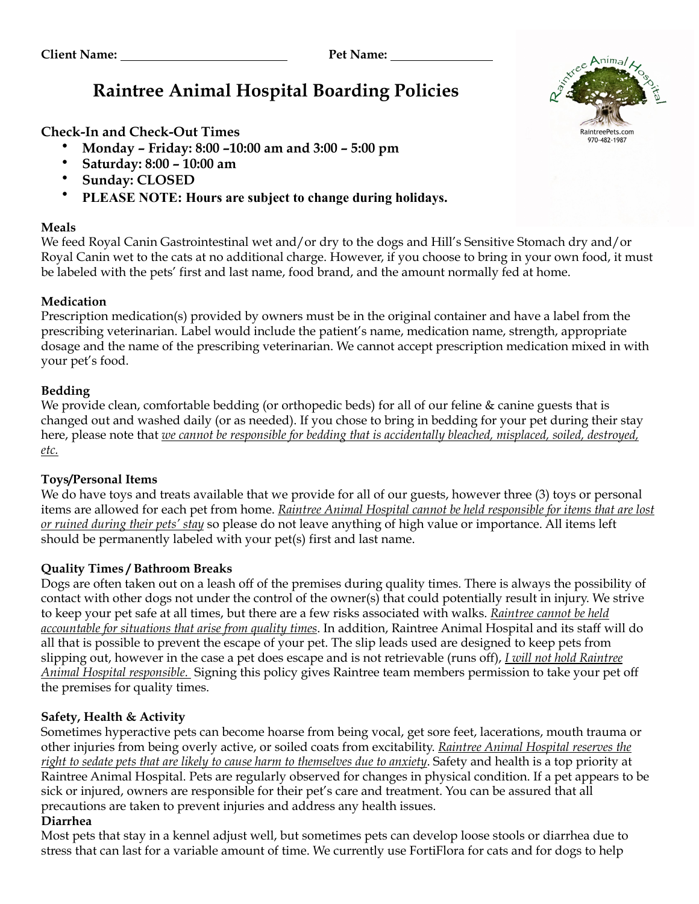**Client Name:** ____________________________ **Pet Name:** ________________

# Raintree Animal Hospital Boarding Policies

### Check-In and Check-Out Times

- **Monday – Friday: 8:00 –10:00 am and 3:00 – 5:00 pm**
- **Saturday: 8:00 – 10:00 am**
- **Sunday: CLOSED**
- **PLEASE NOTE: Hours are subject to change during holidays.**

**Meals**
We feed Royal Canin Gastrointestinal wet and/or dry to the dogs and Hill's Sensitive Stomach dry and/or Royal Canin wet to the cats at no additional charge. However, if you choose to bring in your own food, it must be labeled with the pets' first and last name, food brand, and the amount normally fed at home.

**Medication**
Prescription medication(s) provided by owners must be in the original container and have a label from the prescribing veterinarian. Label would include the patient's name, medication name, strength, appropriate dosage and the name of the prescribing veterinarian. We cannot accept prescription medication mixed in with your pet's food.

**Bedding**
We provide clean, comfortable bedding (or orthopedic beds) for all of our feline & canine guests that is changed out and washed daily (or as needed). If you chose to bring in bedding for your pet during their stay here, please note that *we cannot be responsible for bedding that is accidentally bleached, misplaced, soiled, destroyed, etc.*

**Toys/Personal Items**
We do have toys and treats available that we provide for all of our guests, however three (3) toys or personal items are allowed for each pet from home. *Raintree Animal Hospital cannot be held responsible for items that are lost or ruined during their pets' stay* so please do not leave anything of high value or importance. All items left should be permanently labeled with your pet(s) first and last name.

**Quality Times / Bathroom Breaks**
Dogs are often taken out on a leash off of the premises during quality times. There is always the possibility of contact with other dogs not under the control of the owner(s) that could potentially result in injury. We strive to keep your pet safe at all times, but there are a few risks associated with walks. *Raintree cannot be held accountable for situations that arise from quality times*. In addition, Raintree Animal Hospital and its staff will do all that is possible to prevent the escape of your pet. The slip leads used are designed to keep pets from slipping out, however in the case a pet does escape and is not retrievable (runs off), *I will not hold Raintree Animal Hospital responsible.* Signing this policy gives Raintree team members permission to take your pet off the premises for quality times.

**Safety, Health & Activity**
Sometimes hyperactive pets can become hoarse from being vocal, get sore feet, lacerations, mouth trauma or other injuries from being overly active, or soiled coats from excitability. *Raintree Animal Hospital reserves the right to sedate pets that are likely to cause harm to themselves due to anxiety*. Safety and health is a top priority at Raintree Animal Hospital. Pets are regularly observed for changes in physical condition. If a pet appears to be sick or injured, owners are responsible for their pet's care and treatment. You can be assured that all precautions are taken to prevent injuries and address any health issues.

**Diarrhea**
Most pets that stay in a kennel adjust well, but sometimes pets can develop loose stools or diarrhea due to stress that can last for a variable amount of time. We currently use FortiFlora for cats and for dogs to help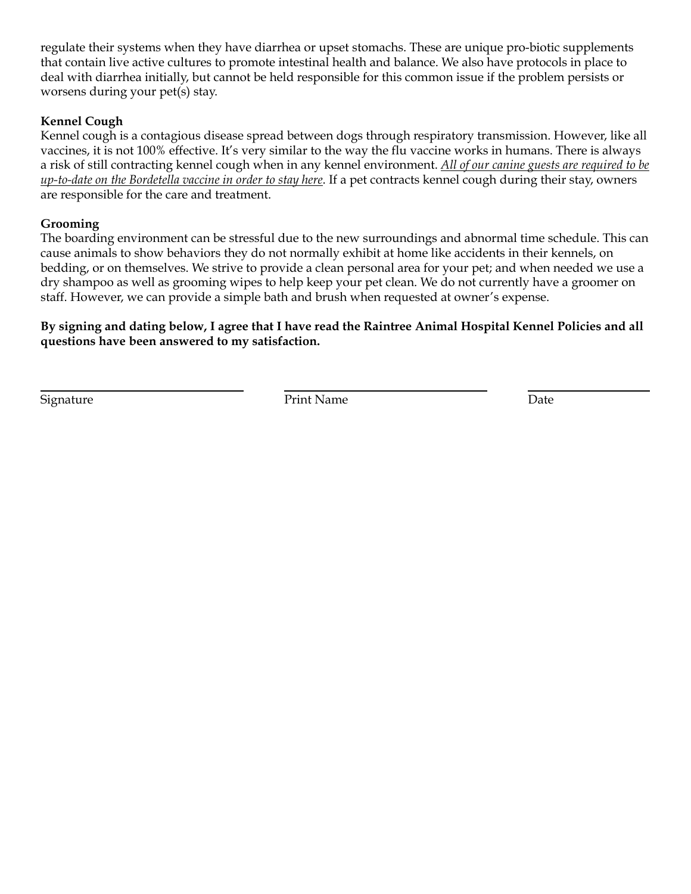regulate their systems when they have diarrhea or upset stomachs. These are unique pro-biotic supplements that contain live active cultures to promote intestinal health and balance. We also have protocols in place to deal with diarrhea initially, but cannot be held responsible for this common issue if the problem persists or worsens during your pet(s) stay.

**Kennel Cough**
Kennel cough is a contagious disease spread between dogs through respiratory transmission. However, like all vaccines, it is not 100% effective. It's very similar to the way the flu vaccine works in humans. There is always a risk of still contracting kennel cough when in any kennel environment. *All of our canine guests are required to be up-to-date on the Bordetella vaccine in order to stay here*. If a pet contracts kennel cough during their stay, owners are responsible for the care and treatment.

**Grooming**
The boarding environment can be stressful due to the new surroundings and abnormal time schedule. This can cause animals to show behaviors they do not normally exhibit at home like accidents in their kennels, on bedding, or on themselves. We strive to provide a clean personal area for your pet; and when needed we use a dry shampoo as well as grooming wipes to help keep your pet clean. We do not currently have a groomer on staff. However, we can provide a simple bath and brush when requested at owner's expense.

**By signing and dating below, I agree that I have read the Raintree Animal Hospital Kennel Policies and all questions have been answered to my satisfaction.**

\_\_\_\_\_\_\_\_\_\_\_\_\_\_\_\_\_\_\_\_\_\_\_\_\_\_\_\_ \_\_\_\_\_\_\_\_\_\_\_\_\_\_\_\_\_\_\_\_\_\_\_\_\_\_\_\_ \_\_\_\_\_\_\_\_\_\_\_\_\_\_\_\_

Signature Print Name Date